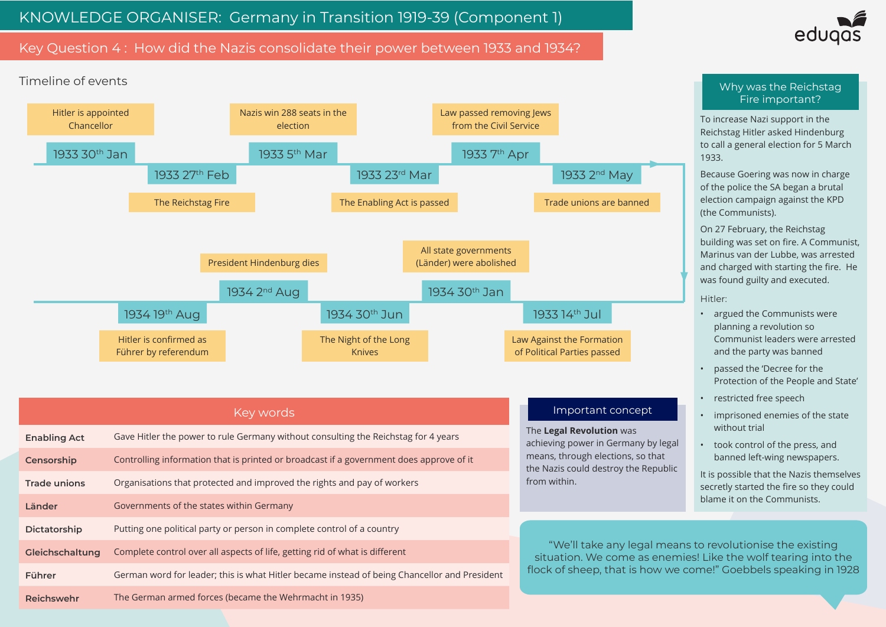# KNOWLEDGE ORGANISER: Germany in Transition 1919-39 (Component 1)

## Key Question 4 : How did the Nazis consolidate their power between 1933 and 1934?

### Timeline of events

- **1933 30th Jan** – Hitler is appointed Chancellor
- **1933 27th Feb** – The Reichstag Fire
- **1933 5th Mar** – Nazis win 288 seats in the election
- **1933 23rd Mar** – The Enabling Act is passed
- **1933 7th Apr** – Law passed removing Jews from the Civil Service
- **1933 2nd May** – Trade unions are banned
- **1933 14th Jul** – Law Against the Formation of Political Parties passed
- **1934 30th Jan** – All state governments (Länder) were abolished
- **1934 30th Jun** – The Night of the Long Knives
- **1934 2nd Aug** – President Hindenburg dies
- **1934 19th Aug** – Hitler is confirmed as Führer by referendum

### Key words

| Term | Definition |
| --- | --- |
| **Enabling Act** | Gave Hitler the power to rule Germany without consulting the Reichstag for 4 years |
| **Censorship** | Controlling information that is printed or broadcast if a government does approve of it |
| **Trade unions** | Organisations that protected and improved the rights and pay of workers |
| **Länder** | Governments of the states within Germany |
| **Dictatorship** | Putting one political party or person in complete control of a country |
| **Gleichschaltung** | Complete control over all aspects of life, getting rid of what is different |
| **Führer** | German word for leader; this is what Hitler became instead of being Chancellor and President |
| **Reichswehr** | The German armed forces (became the Wehrmacht in 1935) |

### Important concept

The **Legal Revolution** was achieving power in Germany by legal means, through elections, so that the Nazis could destroy the Republic from within.

### Why was the Reichstag Fire important?

To increase Nazi support in the Reichstag Hitler asked Hindenburg to call a general election for 5 March 1933.

Because Goering was now in charge of the police the SA began a brutal election campaign against the KPD (the Communists).

On 27 February, the Reichstag building was set on fire. A Communist, Marinus van der Lubbe, was arrested and charged with starting the fire. He was found guilty and executed.

Hitler:

- argued the Communists were planning a revolution so Communist leaders were arrested and the party was banned
- passed the 'Decree for the Protection of the People and State'
- restricted free speech
- imprisoned enemies of the state without trial
- took control of the press, and banned left-wing newspapers.

It is possible that the Nazis themselves secretly started the fire so they could blame it on the Communists.

> "We'll take any legal means to revolutionise the existing situation. We come as enemies! Like the wolf tearing into the flock of sheep, that is how we come!" Goebbels speaking in 1928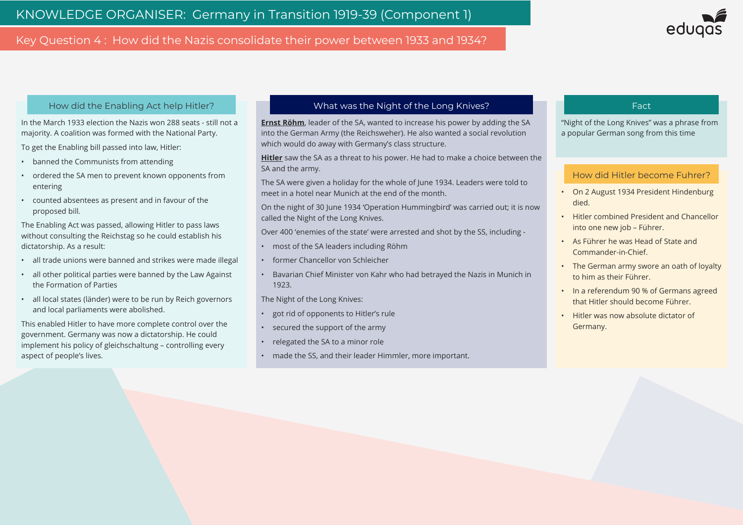# KNOWLEDGE ORGANISER: Germany in Transition 1919-39 (Component 1)

## Key Question 4 : How did the Nazis consolidate their power between 1933 and 1934?

eduqas

### How did the Enabling Act help Hitler?

In the March 1933 election the Nazis won 288 seats - still not a majority. A coalition was formed with the National Party.

To get the Enabling bill passed into law, Hitler:

- banned the Communists from attending
- ordered the SA men to prevent known opponents from entering
- counted absentees as present and in favour of the proposed bill.

The Enabling Act was passed, allowing Hitler to pass laws without consulting the Reichstag so he could establish his dictatorship. As a result:

- all trade unions were banned and strikes were made illegal
- all other political parties were banned by the Law Against the Formation of Parties
- all local states (länder) were to be run by Reich governors and local parliaments were abolished.

This enabled Hitler to have more complete control over the government. Germany was now a dictatorship. He could implement his policy of gleichschaltung – controlling every aspect of people's lives.

### What was the Night of the Long Knives?

**Ernst Röhm**, leader of the SA, wanted to increase his power by adding the SA into the German Army (the Reichsweher). He also wanted a social revolution which would do away with Germany's class structure.

**Hitler** saw the SA as a threat to his power. He had to make a choice between the SA and the army.

The SA were given a holiday for the whole of June 1934. Leaders were told to meet in a hotel near Munich at the end of the month.

On the night of 30 June 1934 'Operation Hummingbird' was carried out; it is now called the Night of the Long Knives.

Over 400 'enemies of the state' were arrested and shot by the SS, including -

- most of the SA leaders including Röhm
- former Chancellor von Schleicher
- Bavarian Chief Minister von Kahr who had betrayed the Nazis in Munich in 1923.

The Night of the Long Knives:

- got rid of opponents to Hitler's rule
- secured the support of the army
- relegated the SA to a minor role
- made the SS, and their leader Himmler, more important.

### Fact

"Night of the Long Knives" was a phrase from a popular German song from this time

### How did Hitler become Fuhrer?

- On 2 August 1934 President Hindenburg died.
- Hitler combined President and Chancellor into one new job – Führer.
- As Führer he was Head of State and Commander-in-Chief.
- The German army swore an oath of loyalty to him as their Führer.
- In a referendum 90 % of Germans agreed that Hitler should become Führer.
- Hitler was now absolute dictator of Germany.